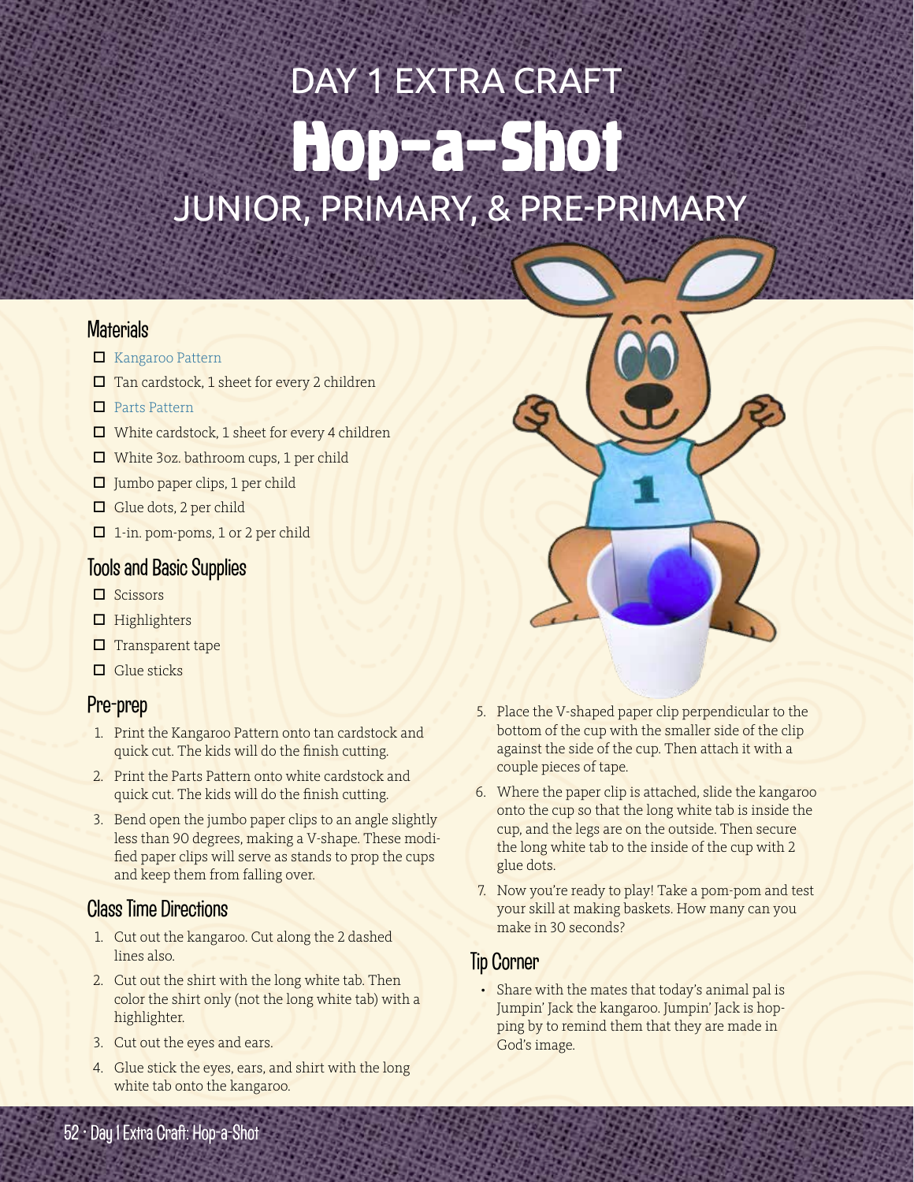# DAY 1 EXTRA CRAFT
# Hop-a-Shot
## JUNIOR, PRIMARY, & PRE-PRIMARY

### Materials

- ☐ Kangaroo Pattern
- ☐ Tan cardstock, 1 sheet for every 2 children
- ☐ Parts Pattern
- ☐ White cardstock, 1 sheet for every 4 children
- ☐ White 3oz. bathroom cups, 1 per child
- ☐ Jumbo paper clips, 1 per child
- ☐ Glue dots, 2 per child
- ☐ 1-in. pom-poms, 1 or 2 per child

### Tools and Basic Supplies

- ☐ Scissors
- ☐ Highlighters
- ☐ Transparent tape
- ☐ Glue sticks

### Pre-prep

1. Print the Kangaroo Pattern onto tan cardstock and quick cut. The kids will do the finish cutting.
2. Print the Parts Pattern onto white cardstock and quick cut. The kids will do the finish cutting.
3. Bend open the jumbo paper clips to an angle slightly less than 90 degrees, making a V-shape. These modified paper clips will serve as stands to prop the cups and keep them from falling over.

### Class Time Directions

1. Cut out the kangaroo. Cut along the 2 dashed lines also.
2. Cut out the shirt with the long white tab. Then color the shirt only (not the long white tab) with a highlighter.
3. Cut out the eyes and ears.
4. Glue stick the eyes, ears, and shirt with the long white tab onto the kangaroo.
5. Place the V-shaped paper clip perpendicular to the bottom of the cup with the smaller side of the clip against the side of the cup. Then attach it with a couple pieces of tape.
6. Where the paper clip is attached, slide the kangaroo onto the cup so that the long white tab is inside the cup, and the legs are on the outside. Then secure the long white tab to the inside of the cup with 2 glue dots.
7. Now you're ready to play! Take a pom-pom and test your skill at making baskets. How many can you make in 30 seconds?

### Tip Corner

- Share with the mates that today's animal pal is Jumpin' Jack the kangaroo. Jumpin' Jack is hopping by to remind them that they are made in God's image.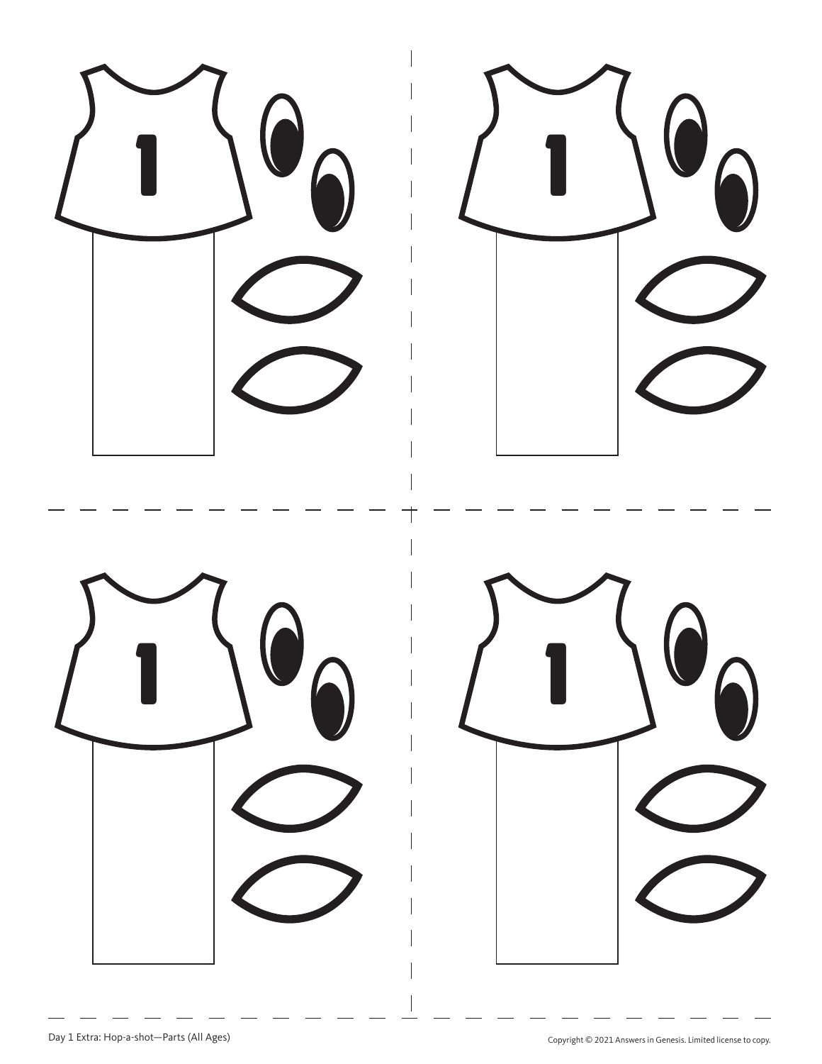1

1

1

1

Day 1 Extra: Hop-a-shot—Parts (All Ages)

Copyright © 2021 Answers in Genesis. Limited license to copy.